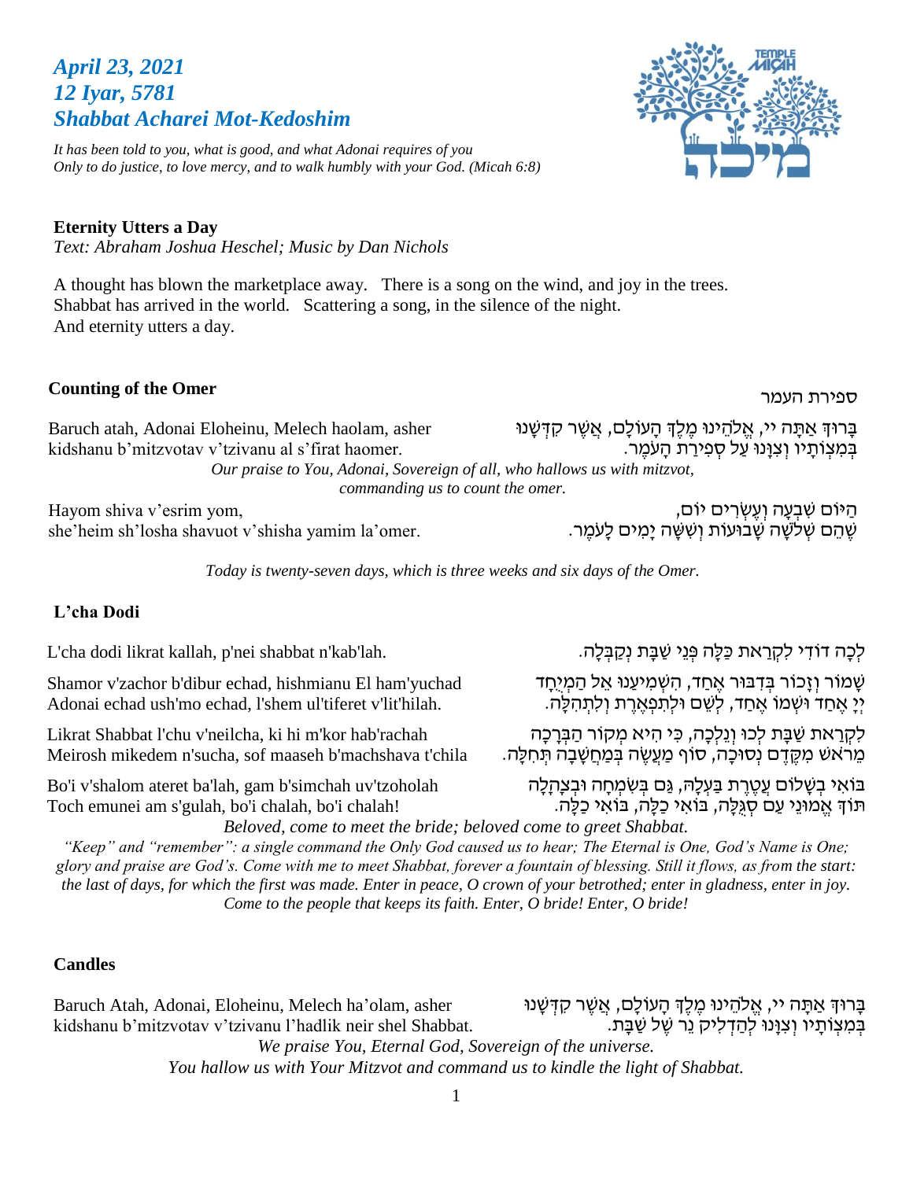## *April 23, 2021*
## *12 Iyar, 5781*
## *Shabbat Acharei Mot-Kedoshim*

*It has been told to you, what is good, and what Adonai requires of you*
*Only to do justice, to love mercy, and to walk humbly with your God. (Micah 6:8)*

**Eternity Utters a Day**
*Text: Abraham Joshua Heschel; Music by Dan Nichols*

A thought has blown the marketplace away. There is a song on the wind, and joy in the trees.
Shabbat has arrived in the world. Scattering a song, in the silence of the night.
And eternity utters a day.

### Counting of the Omer

ספירת העמר

Baruch atah, Adonai Eloheinu, Melech haolam, asher kidshanu b'mitzvotav v'tzivanu al s'firat haomer.

בָּרוּךְ אַתָּה יי, אֱלֹהֵינוּ מֶלֶךְ הָעוֹלָם, אֲשֶׁר קִדְּשָׁנוּ בְּמִצְוֹתָיו וְצִוָּנוּ עַל סְפִירַת הָעֹמֶר.

*Our praise to You, Adonai, Sovereign of all, who hallows us with mitzvot, commanding us to count the omer.*

Hayom shiva v'esrim yom,
she'heim sh'losha shavuot v'shisha yamim la'omer.

הַיּוֹם שִׁבְעָה וְעֶשְׂרִים יוֹם,
שֶׁהֵם שְׁלֹשָׁה שָׁבוּעוֹת וְשִׁשָּׁה יָמִים לָעֹמֶר.

*Today is twenty-seven days, which is three weeks and six days of the Omer.*

### L'cha Dodi

L'cha dodi likrat kallah, p'nei shabbat n'kab'lah.

לְכָה דוֹדִי לִקְרַאת כַּלָּה פְּנֵי שַׁבָּת נְקַבְּלָה.

Shamor v'zachor b'dibur echad, hishmianu El ham'yuchad
Adonai echad ush'mo echad, l'shem ul'tiferet v'lit'hilah.

שָׁמוֹר וְזָכוֹר בְּדִבּוּר אֶחָד, הִשְׁמִיעָנוּ אֵל הַמְיֻחָד
יְיָ אֶחָד וּשְׁמוֹ אֶחָד, לְשֵׁם וּלְתִפְאֶרֶת וְלִתְהִלָּה.

Likrat Shabbat l'chu v'neilcha, ki hi m'kor hab'rachah
Meirosh mikedem n'sucha, sof maaseh b'machshava t'chila

לִקְרַאת שַׁבָּת לְכוּ וְנֵלְכָה, כִּי הִיא מְקוֹר הַבְּרָכָה
מֵרֹאשׁ מִקֶּדֶם נְסוּכָה, סוֹף מַעֲשֶׂה בְּמַחֲשָׁבָה תְּחִלָּה.

Bo'i v'shalom ateret ba'lah, gam b'simchah uv'tzoholah
Toch emunei am s'gulah, bo'i chalah, bo'i chalah!

בּוֹאִי בְשָׁלוֹם עֲטֶרֶת בַּעְלָהּ, גַּם בְּשִׂמְחָה וּבְצָהֳלָה
תּוֹךְ אֱמוּנֵי עַם סְגֻלָּה, בּוֹאִי כַלָּה, בּוֹאִי כַלָּה.

*Beloved, come to meet the bride; beloved come to greet Shabbat.*
*"Keep" and "remember": a single command the Only God caused us to hear; The Eternal is One, God's Name is One; glory and praise are God's. Come with me to meet Shabbat, forever a fountain of blessing. Still it flows, as from the start: the last of days, for which the first was made. Enter in peace, O crown of your betrothed; enter in gladness, enter in joy. Come to the people that keeps its faith. Enter, O bride! Enter, O bride!*

### Candles

Baruch Atah, Adonai, Eloheinu, Melech ha'olam, asher kidshanu b'mitzvotav v'tzivanu l'hadlik neir shel Shabbat.

בָּרוּךְ אַתָּה יי, אֱלֹהֵינוּ מֶלֶךְ הָעוֹלָם, אֲשֶׁר קִדְּשָׁנוּ בְּמִצְוֹתָיו וְצִוָּנוּ לְהַדְלִיק נֵר שֶׁל שַׁבָּת.

*We praise You, Eternal God, Sovereign of the universe.*
*You hallow us with Your Mitzvot and command us to kindle the light of Shabbat.*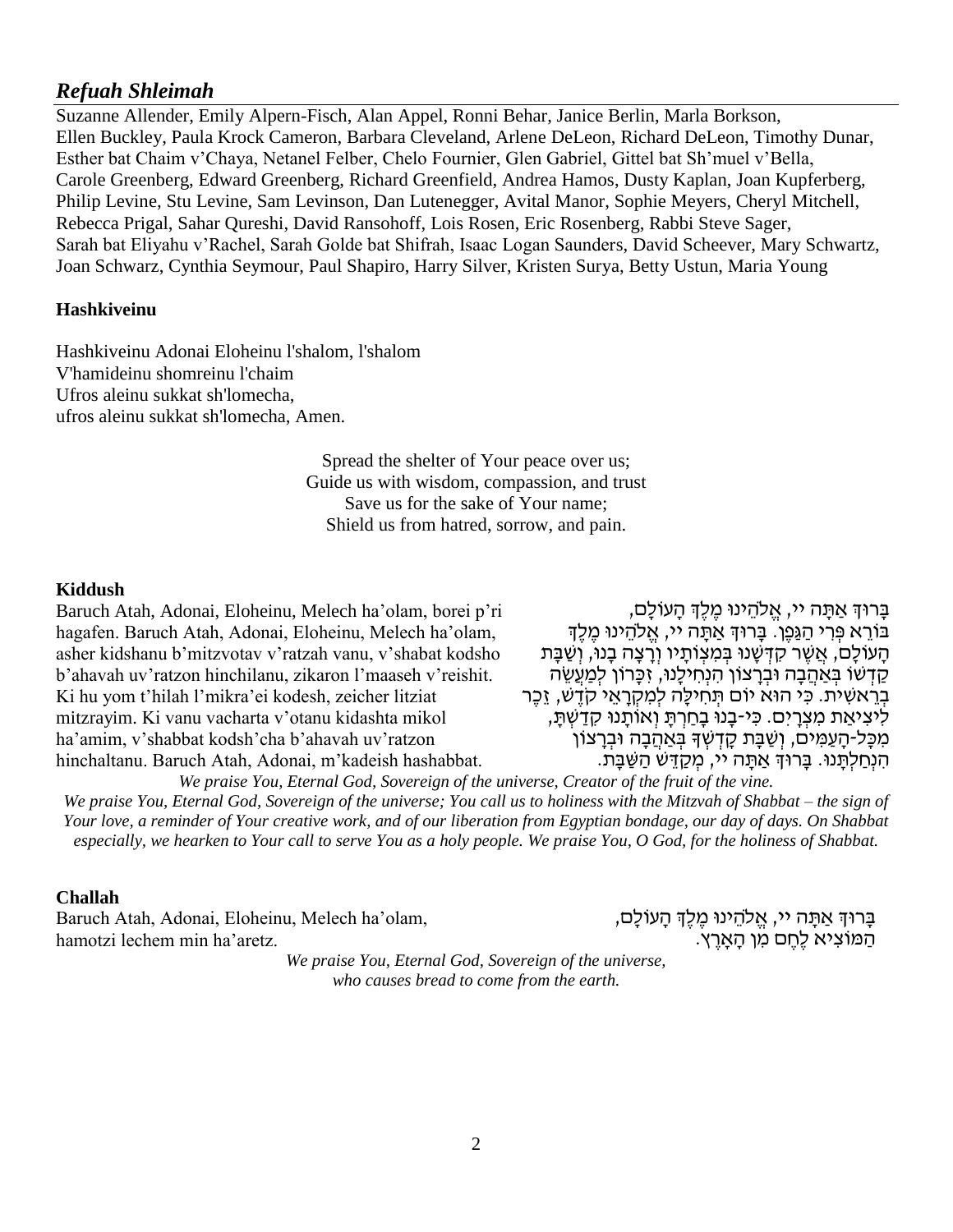## *Refuah Shleimah*

Suzanne Allender, Emily Alpern-Fisch, Alan Appel, Ronni Behar, Janice Berlin, Marla Borkson, Ellen Buckley, Paula Krock Cameron, Barbara Cleveland, Arlene DeLeon, Richard DeLeon, Timothy Dunar, Esther bat Chaim v'Chaya, Netanel Felber, Chelo Fournier, Glen Gabriel, Gittel bat Sh'muel v'Bella, Carole Greenberg, Edward Greenberg, Richard Greenfield, Andrea Hamos, Dusty Kaplan, Joan Kupferberg, Philip Levine, Stu Levine, Sam Levinson, Dan Lutenegger, Avital Manor, Sophie Meyers, Cheryl Mitchell, Rebecca Prigal, Sahar Qureshi, David Ransohoff, Lois Rosen, Eric Rosenberg, Rabbi Steve Sager, Sarah bat Eliyahu v'Rachel, Sarah Golde bat Shifrah, Isaac Logan Saunders, David Scheever, Mary Schwartz, Joan Schwarz, Cynthia Seymour, Paul Shapiro, Harry Silver, Kristen Surya, Betty Ustun, Maria Young

**Hashkiveinu**

Hashkiveinu Adonai Eloheinu l'shalom, l'shalom
V'hamideinu shomreinu l'chaim
Ufros aleinu sukkat sh'lomecha,
ufros aleinu sukkat sh'lomecha, Amen.

Spread the shelter of Your peace over us;
Guide us with wisdom, compassion, and trust
Save us for the sake of Your name;
Shield us from hatred, sorrow, and pain.

**Kiddush**

Baruch Atah, Adonai, Eloheinu, Melech ha'olam, borei p'ri hagafen. Baruch Atah, Adonai, Eloheinu, Melech ha'olam, asher kidshanu b'mitzvotav v'ratzah vanu, v'shabat kodsho b'ahavah uv'ratzon hinchilanu, zikaron l'maaseh v'reishit. Ki hu yom t'hilah l'mikra'ei kodesh, zeicher litziat mitzrayim. Ki vanu vacharta v'otanu kidashta mikol ha'amim, v'shabbat kodsh'cha b'ahavah uv'ratzon hinchaltanu. Baruch Atah, Adonai, m'kadeish hashabbat.

בָּרוּךְ אַתָּה יי, אֱלֹהֵינוּ מֶלֶךְ הָעוֹלָם, בּוֹרֵא פְּרִי הַגָּפֶן. בָּרוּךְ אַתָּה יי, אֱלֹהֵינוּ מֶלֶךְ הָעוֹלָם, אֲשֶׁר קִדְּשָׁנוּ בְּמִצְוֹתָיו וְרָצָה בָנוּ, וְשַׁבָּת קָדְשׁוֹ בְּאַהֲבָה וּבְרָצוֹן הִנְחִילָנוּ, זִכָּרוֹן לְמַעֲשֵׂה בְרֵאשִׁית. כִּי הוּא יוֹם תְּחִלָּה לְמִקְרָאֵי קֹדֶשׁ, זֵכֶר לִיצִיאַת מִצְרָיִם. כִּי-בָנוּ בָחַרְתָּ וְאוֹתָנוּ קִדַּשְׁתָּ, מִכָּל-הָעַמִּים, וְשַׁבָּת קָדְשְׁךָ בְּאַהֲבָה וּבְרָצוֹן הִנְחַלְתָּנוּ. בָּרוּךְ אַתָּה יי, מְקַדֵּשׁ הַשַּׁבָּת.

*We praise You, Eternal God, Sovereign of the universe, Creator of the fruit of the vine.*
*We praise You, Eternal God, Sovereign of the universe; You call us to holiness with the Mitzvah of Shabbat – the sign of Your love, a reminder of Your creative work, and of our liberation from Egyptian bondage, our day of days. On Shabbat especially, we hearken to Your call to serve You as a holy people. We praise You, O God, for the holiness of Shabbat.*

**Challah**

Baruch Atah, Adonai, Eloheinu, Melech ha'olam, hamotzi lechem min ha'aretz.

בָּרוּךְ אַתָּה יי, אֱלֹהֵינוּ מֶלֶךְ הָעוֹלָם, הַמּוֹצִיא לֶחֶם מִן הָאָרֶץ.

*We praise You, Eternal God, Sovereign of the universe,*
*who causes bread to come from the earth.*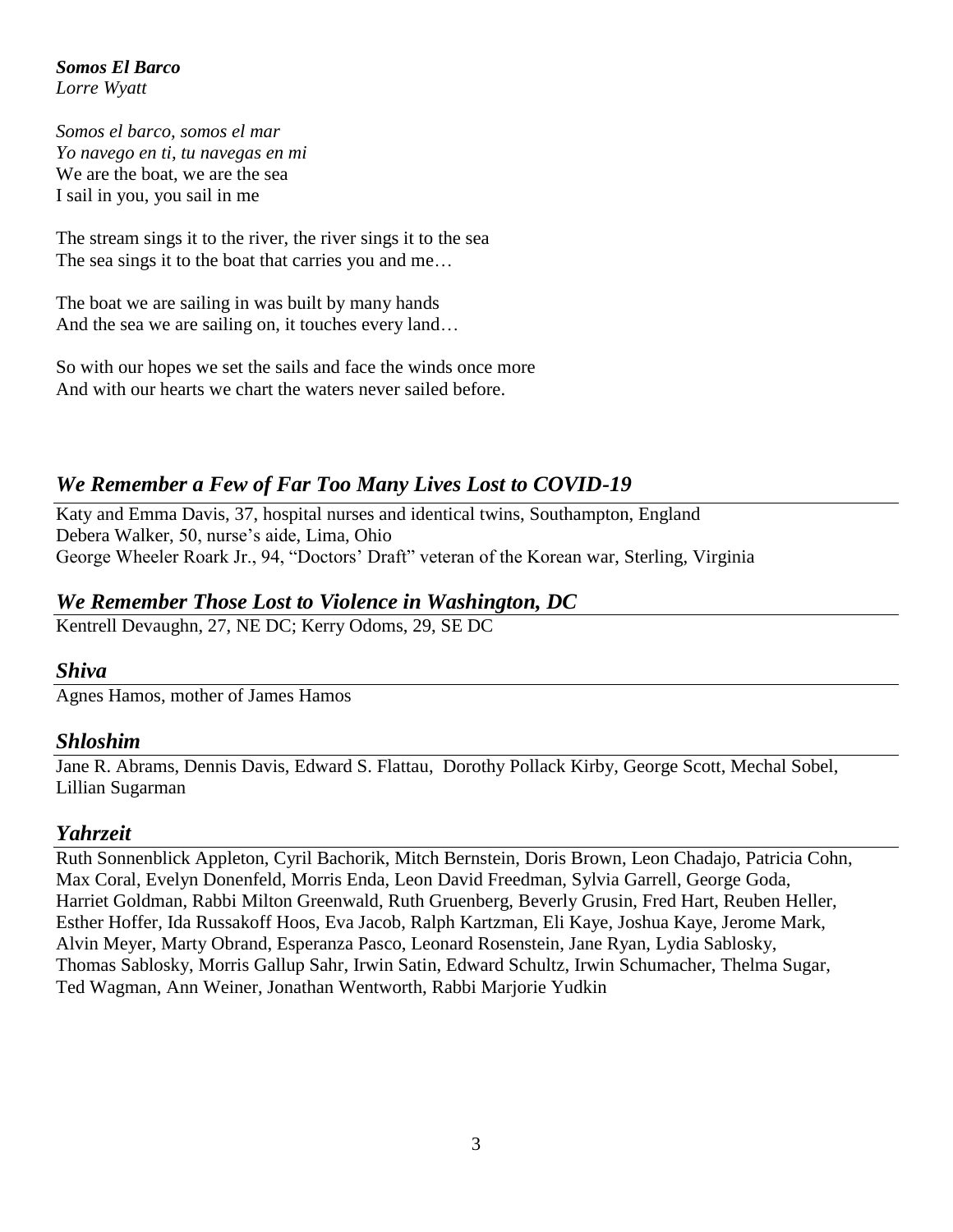***Somos El Barco***
*Lorre Wyatt*

*Somos el barco, somos el mar*
*Yo navego en ti, tu navegas en mi*
We are the boat, we are the sea
I sail in you, you sail in me

The stream sings it to the river, the river sings it to the sea
The sea sings it to the boat that carries you and me…

The boat we are sailing in was built by many hands
And the sea we are sailing on, it touches every land…

So with our hopes we set the sails and face the winds once more
And with our hearts we chart the waters never sailed before.

## *We Remember a Few of Far Too Many Lives Lost to COVID-19*

Katy and Emma Davis, 37, hospital nurses and identical twins, Southampton, England
Debera Walker, 50, nurse's aide, Lima, Ohio
George Wheeler Roark Jr., 94, "Doctors' Draft" veteran of the Korean war, Sterling, Virginia

## *We Remember Those Lost to Violence in Washington, DC*

Kentrell Devaughn, 27, NE DC; Kerry Odoms, 29, SE DC

## *Shiva*

Agnes Hamos, mother of James Hamos

## *Shloshim*

Jane R. Abrams, Dennis Davis, Edward S. Flattau, Dorothy Pollack Kirby, George Scott, Mechal Sobel, Lillian Sugarman

## *Yahrzeit*

Ruth Sonnenblick Appleton, Cyril Bachorik, Mitch Bernstein, Doris Brown, Leon Chadajo, Patricia Cohn, Max Coral, Evelyn Donenfeld, Morris Enda, Leon David Freedman, Sylvia Garrell, George Goda, Harriet Goldman, Rabbi Milton Greenwald, Ruth Gruenberg, Beverly Grusin, Fred Hart, Reuben Heller, Esther Hoffer, Ida Russakoff Hoos, Eva Jacob, Ralph Kartzman, Eli Kaye, Joshua Kaye, Jerome Mark, Alvin Meyer, Marty Obrand, Esperanza Pasco, Leonard Rosenstein, Jane Ryan, Lydia Sablosky, Thomas Sablosky, Morris Gallup Sahr, Irwin Satin, Edward Schultz, Irwin Schumacher, Thelma Sugar, Ted Wagman, Ann Weiner, Jonathan Wentworth, Rabbi Marjorie Yudkin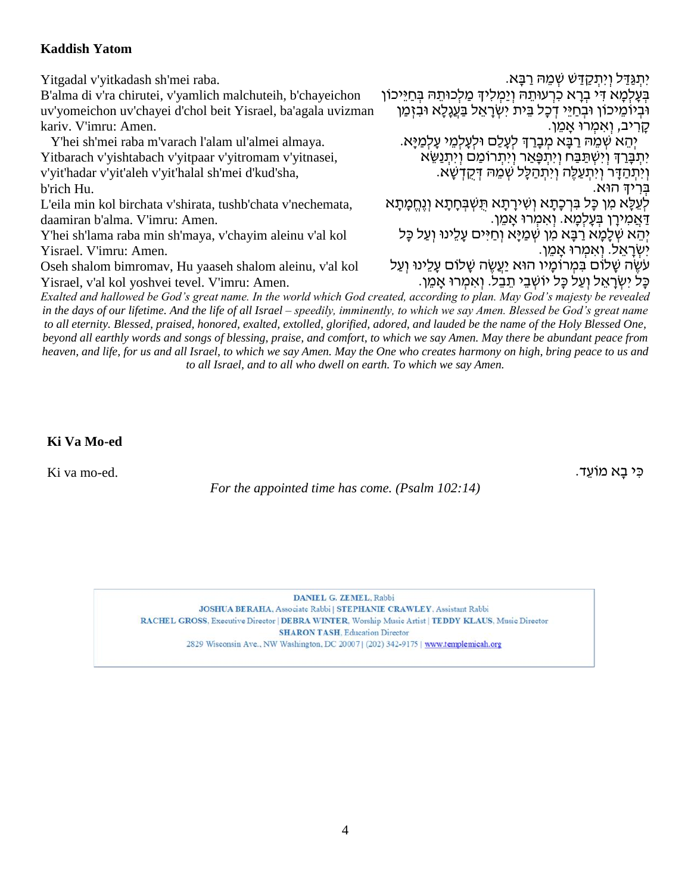**Kaddish Yatom**

Yitgadal v'yitkadash sh'mei raba.
B'alma di v'ra chirutei, v'yamlich malchuteih, b'chayeichon uv'yomeichon uv'chayei d'chol beit Yisrael, ba'agala uvizman kariv. V'imru: Amen.
Y'hei sh'mei raba m'varach l'alam ul'almei almaya.
Yitbarach v'yishtabach v'yitpaar v'yitromam v'yitnasei, v'yit'hadar v'yit'aleh v'yit'halal sh'mei d'kud'sha, b'rich Hu.
L'eila min kol birchata v'shirata, tushb'chata v'nechemata, daamiran b'alma. V'imru: Amen.
Y'hei sh'lama raba min sh'maya, v'chayim aleinu v'al kol Yisrael. V'imru: Amen.
Oseh shalom bimromav, Hu yaaseh shalom aleinu, v'al kol Yisrael, v'al kol yoshvei tevel. V'imru: Amen.

יִתְגַּדַּל וְיִתְקַדַּשׁ שְׁמֵהּ רַבָּא.
בְּעָלְמָא דִּי בְרָא כִרְעוּתֵהּ וְיַמְלִיךְ מַלְכוּתֵהּ בְּחַיֵּיכוֹן וּבְיוֹמֵיכוֹן וּבְחַיֵּי דְכָל בֵּית יִשְׂרָאֵל בַּעֲגָלָא וּבִזְמַן קָרִיב, וְאִמְרוּ אָמֵן.
יְהֵא שְׁמֵהּ רַבָּא מְבָרַךְ לְעָלַם וּלְעָלְמֵי עָלְמַיָּא.
יִתְבָּרַךְ וְיִשְׁתַּבַּח וְיִתְפָּאַר וְיִתְרוֹמַם וְיִתְנַשֵּׂא וְיִתְהַדָּר וְיִתְעַלֶּה וְיִתְהַלָּל שְׁמֵהּ דְּקֻדְשָׁא. בְּרִיךְ הוּא.
לְעֵלָּא מִן כָּל בִּרְכָתָא וְשִׁירָתָא תֻּשְׁבְּחָתָא וְנֶחֱמָתָא דַּאֲמִירָן בְּעָלְמָא. וְאִמְרוּ אָמֵן.
יְהֵא שְׁלָמָא רַבָּא מִן שְׁמַיָּא וְחַיִּים עָלֵינוּ וְעַל כָּל יִשְׂרָאֵל. וְאִמְרוּ אָמֵן.
עֹשֶׂה שָׁלוֹם בִּמְרוֹמָיו הוּא יַעֲשֶׂה שָׁלוֹם עָלֵינוּ וְעַל כָּל יִשְׂרָאֵל וְעַל כָּל יוֹשְׁבֵי תֵבֵל. וְאִמְרוּ אָמֵן.

*Exalted and hallowed be God's great name. In the world which God created, according to plan. May God's majesty be revealed in the days of our lifetime. And the life of all Israel – speedily, imminently, to which we say Amen. Blessed be God's great name to all eternity. Blessed, praised, honored, exalted, extolled, glorified, adored, and lauded be the name of the Holy Blessed One, beyond all earthly words and songs of blessing, praise, and comfort, to which we say Amen. May there be abundant peace from heaven, and life, for us and all Israel, to which we say Amen. May the One who creates harmony on high, bring peace to us and to all Israel, and to all who dwell on earth. To which we say Amen.*

**Ki Va Mo-ed**

Ki va mo-ed.

כִּי בָא מוֹעֵד.

*For the appointed time has come. (Psalm 102:14)*

**DANIEL G. ZEMEL**, Rabbi
**JOSHUA BERAHA**, Associate Rabbi | **STEPHANIE CRAWLEY**, Assistant Rabbi
**RACHEL GROSS**, Executive Director | **DEBRA WINTER**, Worship Music Artist | **TEDDY KLAUS**, Music Director
**SHARON TASH**, Education Director
2829 Wisconsin Ave., NW Washington, DC 20007 | (202) 342-9175 | www.templemicah.org